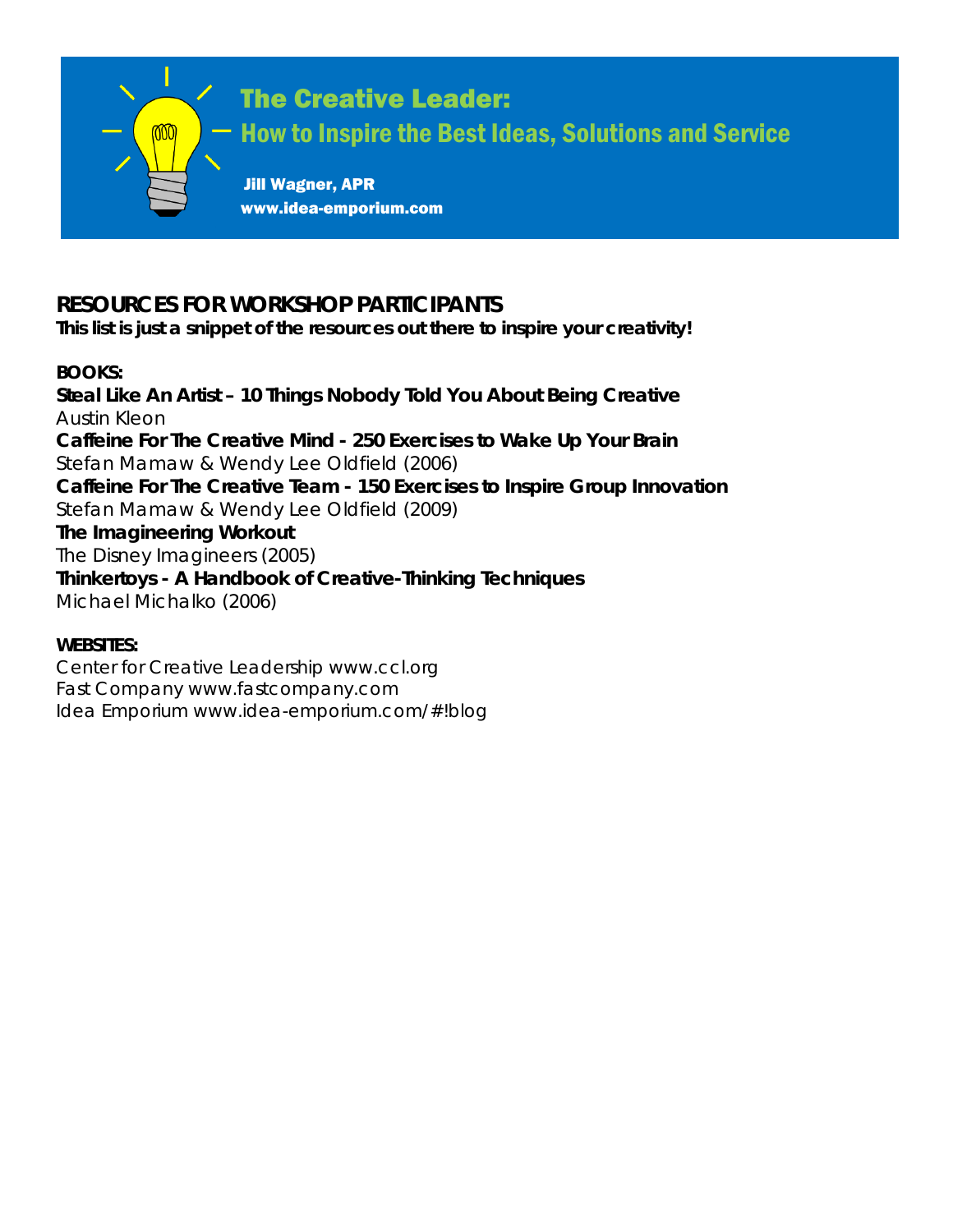# The Creative Leader:

## How to Inspire the Best Ideas, Solutions and Service

**Jill Wagner, APR**
**www.idea-emporium.com**

## RESOURCES FOR WORKSHOP PARTICIPANTS

**This list is just a snippet of the resources out there to inspire your creativity!**

**BOOKS:**

**Steal Like An Artist – 10 Things Nobody Told You About Being Creative**
Austin Kleon

**Caffeine For The Creative Mind - 250 Exercises to Wake Up Your Brain**
Stefan Mamaw & Wendy Lee Oldfield (2006)

**Caffeine For The Creative Team - 150 Exercises to Inspire Group Innovation**
Stefan Mamaw & Wendy Lee Oldfield (2009)

**The Imagineering Workout**
The Disney Imagineers (2005)

**Thinkertoys - A Handbook of Creative-Thinking Techniques**
Michael Michalko (2006)

**WEBSITES:**

Center for Creative Leadership www.ccl.org
Fast Company www.fastcompany.com
Idea Emporium www.idea-emporium.com/#!blog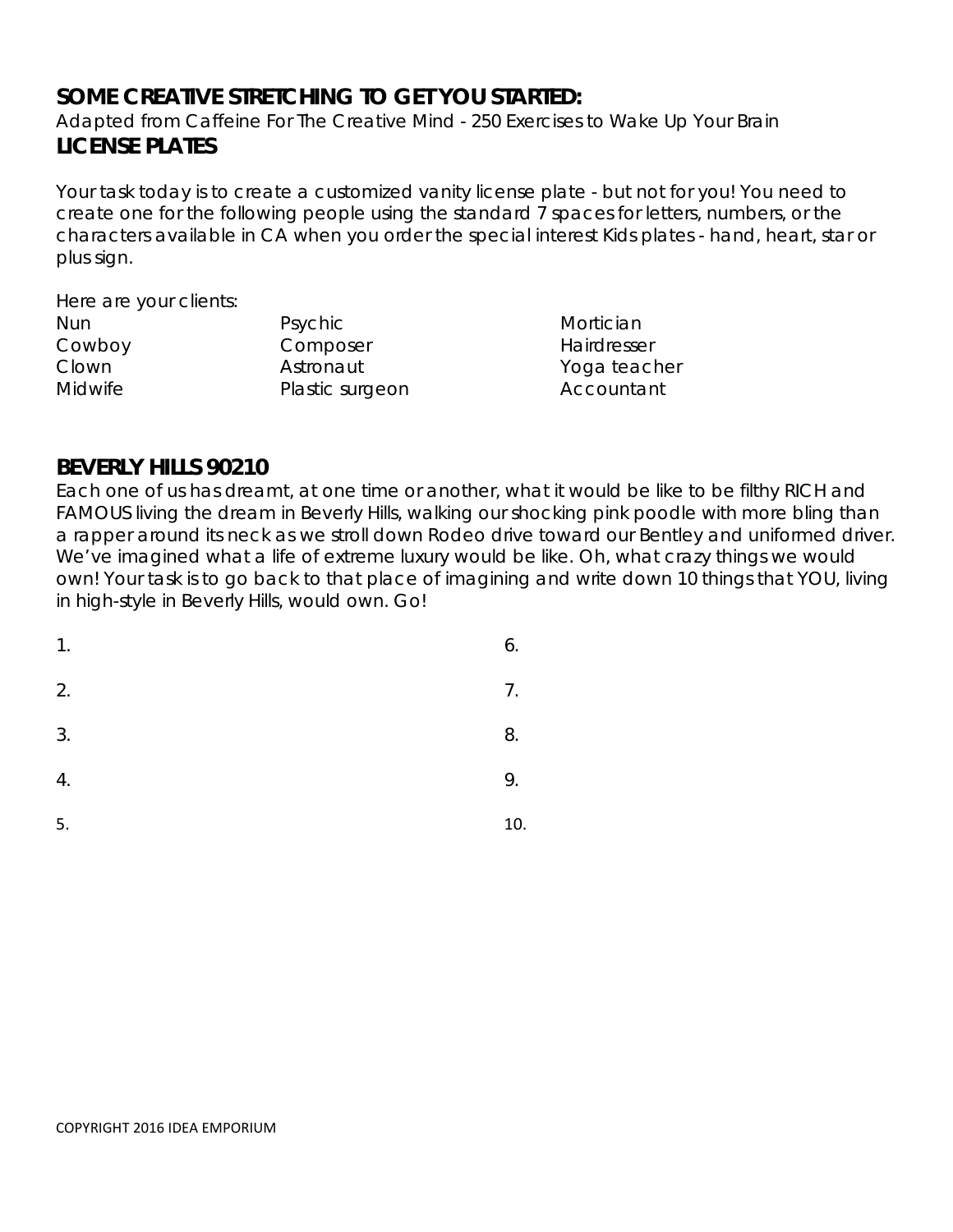## SOME CREATIVE STRETCHING TO GET YOU STARTED:

Adapted from Caffeine For The Creative Mind - 250 Exercises to Wake Up Your Brain

### LICENSE PLATES

Your task today is to create a customized vanity license plate - but not for you! You need to create one for the following people using the standard 7 spaces for letters, numbers, or the characters available in CA when you order the special interest Kids plates - hand, heart, star or plus sign.

Here are your clients:

| | | |
|---|---|---|
| Nun | Psychic | Mortician |
| Cowboy | Composer | Hairdresser |
| Clown | Astronaut | Yoga teacher |
| Midwife | Plastic surgeon | Accountant |

### BEVERLY HILLS 90210

Each one of us has dreamt, at one time or another, what it would be like to be filthy RICH and FAMOUS living the dream in Beverly Hills, walking our shocking pink poodle with more bling than a rapper around its neck as we stroll down Rodeo drive toward our Bentley and uniformed driver. We've imagined what a life of extreme luxury would be like. Oh, what crazy things we would own! Your task is to go back to that place of imagining and write down 10 things that YOU, living in high-style in Beverly Hills, would own. Go!

1.

2.

3.

4.

5.

6.

7.

8.

9.

10.

COPYRIGHT 2016 IDEA EMPORIUM